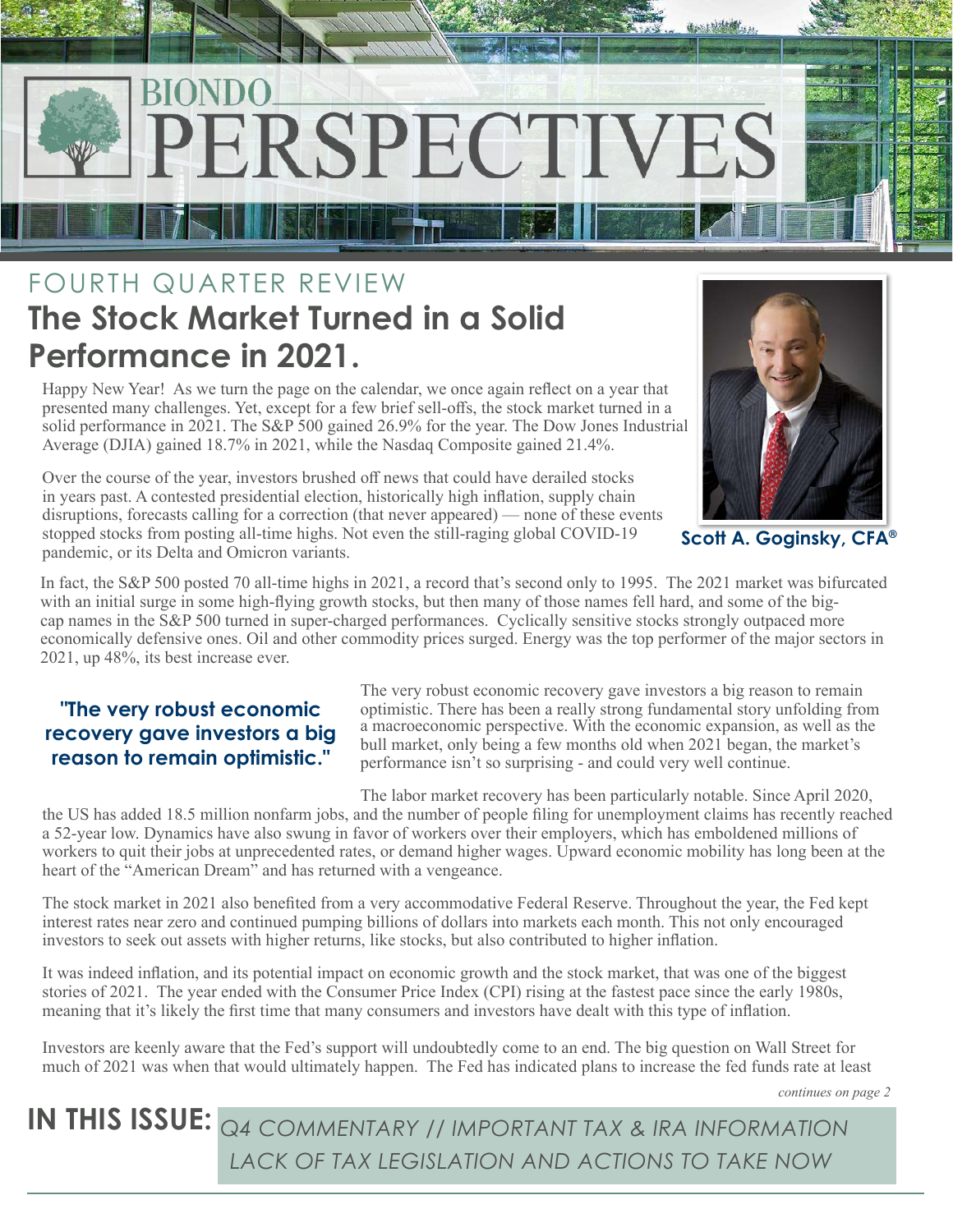# BIONDO PERSPECTIVES

## FOURTH QUARTER REVIEW

# The Stock Market Turned in a Solid Performance in 2021.

Happy New Year! As we turn the page on the calendar, we once again reflect on a year that presented many challenges. Yet, except for a few brief sell-offs, the stock market turned in a solid performance in 2021. The S&P 500 gained 26.9% for the year. The Dow Jones Industrial Average (DJIA) gained 18.7% in 2021, while the Nasdaq Composite gained 21.4%.

Over the course of the year, investors brushed off news that could have derailed stocks in years past. A contested presidential election, historically high inflation, supply chain disruptions, forecasts calling for a correction (that never appeared) — none of these events stopped stocks from posting all-time highs. Not even the still-raging global COVID-19 pandemic, or its Delta and Omicron variants.

**Scott A. Goginsky, CFA®**

In fact, the S&P 500 posted 70 all-time highs in 2021, a record that's second only to 1995. The 2021 market was bifurcated with an initial surge in some high-flying growth stocks, but then many of those names fell hard, and some of the big-cap names in the S&P 500 turned in super-charged performances. Cyclically sensitive stocks strongly outpaced more economically defensive ones. Oil and other commodity prices surged. Energy was the top performer of the major sectors in 2021, up 48%, its best increase ever.

**"The very robust economic recovery gave investors a big reason to remain optimistic."**

The very robust economic recovery gave investors a big reason to remain optimistic. There has been a really strong fundamental story unfolding from a macroeconomic perspective. With the economic expansion, as well as the bull market, only being a few months old when 2021 began, the market's performance isn't so surprising - and could very well continue.

The labor market recovery has been particularly notable. Since April 2020, the US has added 18.5 million nonfarm jobs, and the number of people filing for unemployment claims has recently reached a 52-year low. Dynamics have also swung in favor of workers over their employers, which has emboldened millions of workers to quit their jobs at unprecedented rates, or demand higher wages. Upward economic mobility has long been at the heart of the "American Dream" and has returned with a vengeance.

The stock market in 2021 also benefited from a very accommodative Federal Reserve. Throughout the year, the Fed kept interest rates near zero and continued pumping billions of dollars into markets each month. This not only encouraged investors to seek out assets with higher returns, like stocks, but also contributed to higher inflation.

It was indeed inflation, and its potential impact on economic growth and the stock market, that was one of the biggest stories of 2021. The year ended with the Consumer Price Index (CPI) rising at the fastest pace since the early 1980s, meaning that it's likely the first time that many consumers and investors have dealt with this type of inflation.

Investors are keenly aware that the Fed's support will undoubtedly come to an end. The big question on Wall Street for much of 2021 was when that would ultimately happen. The Fed has indicated plans to increase the fed funds rate at least

*continues on page 2*

**IN THIS ISSUE:** *Q4 COMMENTARY // IMPORTANT TAX & IRA INFORMATION LACK OF TAX LEGISLATION AND ACTIONS TO TAKE NOW*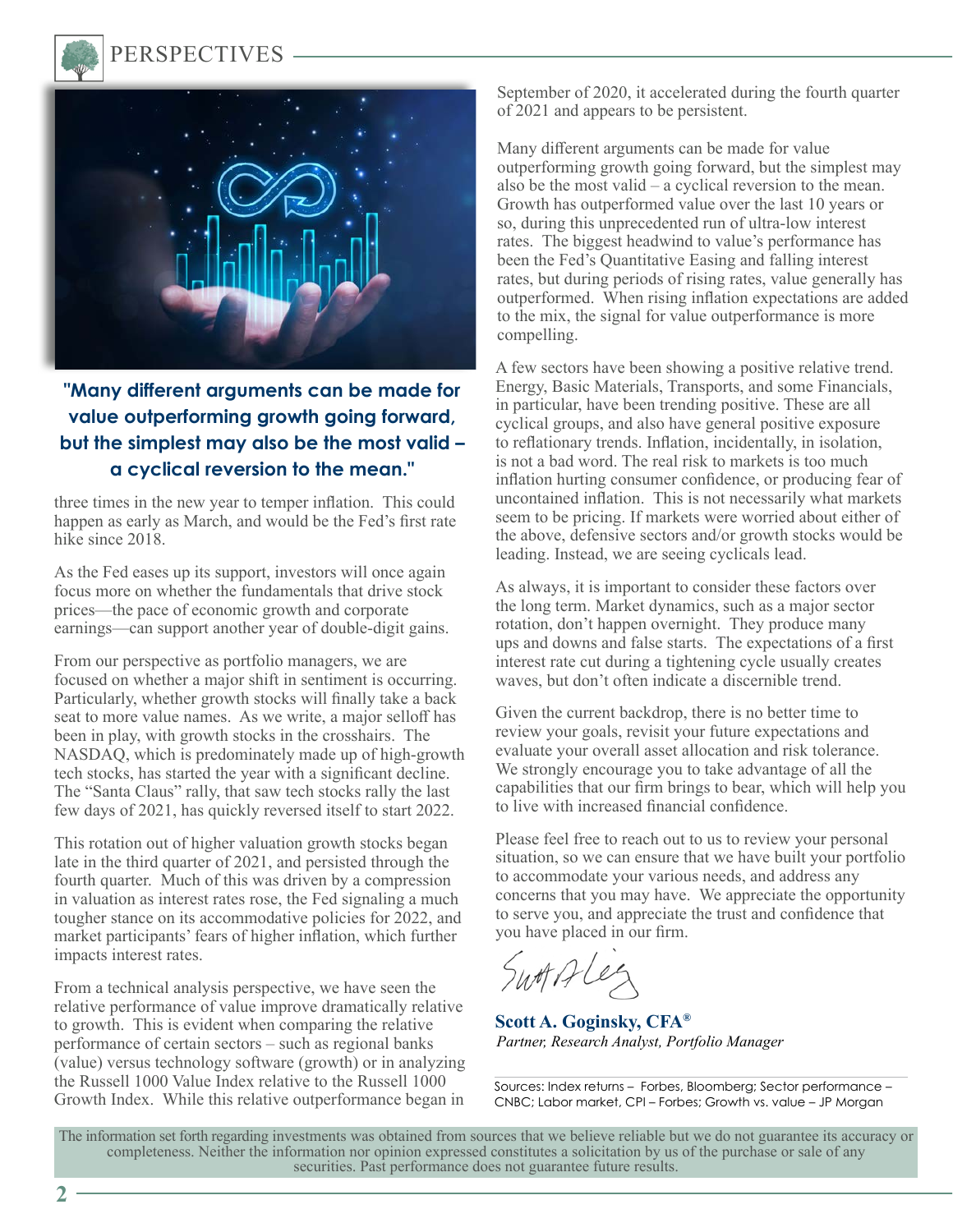**"Many different arguments can be made for value outperforming growth going forward, but the simplest may also be the most valid – a cyclical reversion to the mean."**

three times in the new year to temper inflation. This could happen as early as March, and would be the Fed's first rate hike since 2018.

As the Fed eases up its support, investors will once again focus more on whether the fundamentals that drive stock prices—the pace of economic growth and corporate earnings—can support another year of double-digit gains.

From our perspective as portfolio managers, we are focused on whether a major shift in sentiment is occurring. Particularly, whether growth stocks will finally take a back seat to more value names. As we write, a major selloff has been in play, with growth stocks in the crosshairs. The NASDAQ, which is predominately made up of high-growth tech stocks, has started the year with a significant decline. The "Santa Claus" rally, that saw tech stocks rally the last few days of 2021, has quickly reversed itself to start 2022.

This rotation out of higher valuation growth stocks began late in the third quarter of 2021, and persisted through the fourth quarter. Much of this was driven by a compression in valuation as interest rates rose, the Fed signaling a much tougher stance on its accommodative policies for 2022, and market participants' fears of higher inflation, which further impacts interest rates.

From a technical analysis perspective, we have seen the relative performance of value improve dramatically relative to growth. This is evident when comparing the relative performance of certain sectors – such as regional banks (value) versus technology software (growth) or in analyzing the Russell 1000 Value Index relative to the Russell 1000 Growth Index. While this relative outperformance began in September of 2020, it accelerated during the fourth quarter of 2021 and appears to be persistent.

Many different arguments can be made for value outperforming growth going forward, but the simplest may also be the most valid – a cyclical reversion to the mean. Growth has outperformed value over the last 10 years or so, during this unprecedented run of ultra-low interest rates. The biggest headwind to value's performance has been the Fed's Quantitative Easing and falling interest rates, but during periods of rising rates, value generally has outperformed. When rising inflation expectations are added to the mix, the signal for value outperformance is more compelling.

A few sectors have been showing a positive relative trend. Energy, Basic Materials, Transports, and some Financials, in particular, have been trending positive. These are all cyclical groups, and also have general positive exposure to reflationary trends. Inflation, incidentally, in isolation, is not a bad word. The real risk to markets is too much inflation hurting consumer confidence, or producing fear of uncontained inflation. This is not necessarily what markets seem to be pricing. If markets were worried about either of the above, defensive sectors and/or growth stocks would be leading. Instead, we are seeing cyclicals lead.

As always, it is important to consider these factors over the long term. Market dynamics, such as a major sector rotation, don't happen overnight. They produce many ups and downs and false starts. The expectations of a first interest rate cut during a tightening cycle usually creates waves, but don't often indicate a discernible trend.

Given the current backdrop, there is no better time to review your goals, revisit your future expectations and evaluate your overall asset allocation and risk tolerance. We strongly encourage you to take advantage of all the capabilities that our firm brings to bear, which will help you to live with increased financial confidence.

Please feel free to reach out to us to review your personal situation, so we can ensure that we have built your portfolio to accommodate your various needs, and address any concerns that you may have. We appreciate the opportunity to serve you, and appreciate the trust and confidence that you have placed in our firm.

**Scott A. Goginsky, CFA®**
*Partner, Research Analyst, Portfolio Manager*

Sources: Index returns – Forbes, Bloomberg; Sector performance – CNBC; Labor market, CPI – Forbes; Growth vs. value – JP Morgan

The information set forth regarding investments was obtained from sources that we believe reliable but we do not guarantee its accuracy or completeness. Neither the information nor opinion expressed constitutes a solicitation by us of the purchase or sale of any securities. Past performance does not guarantee future results.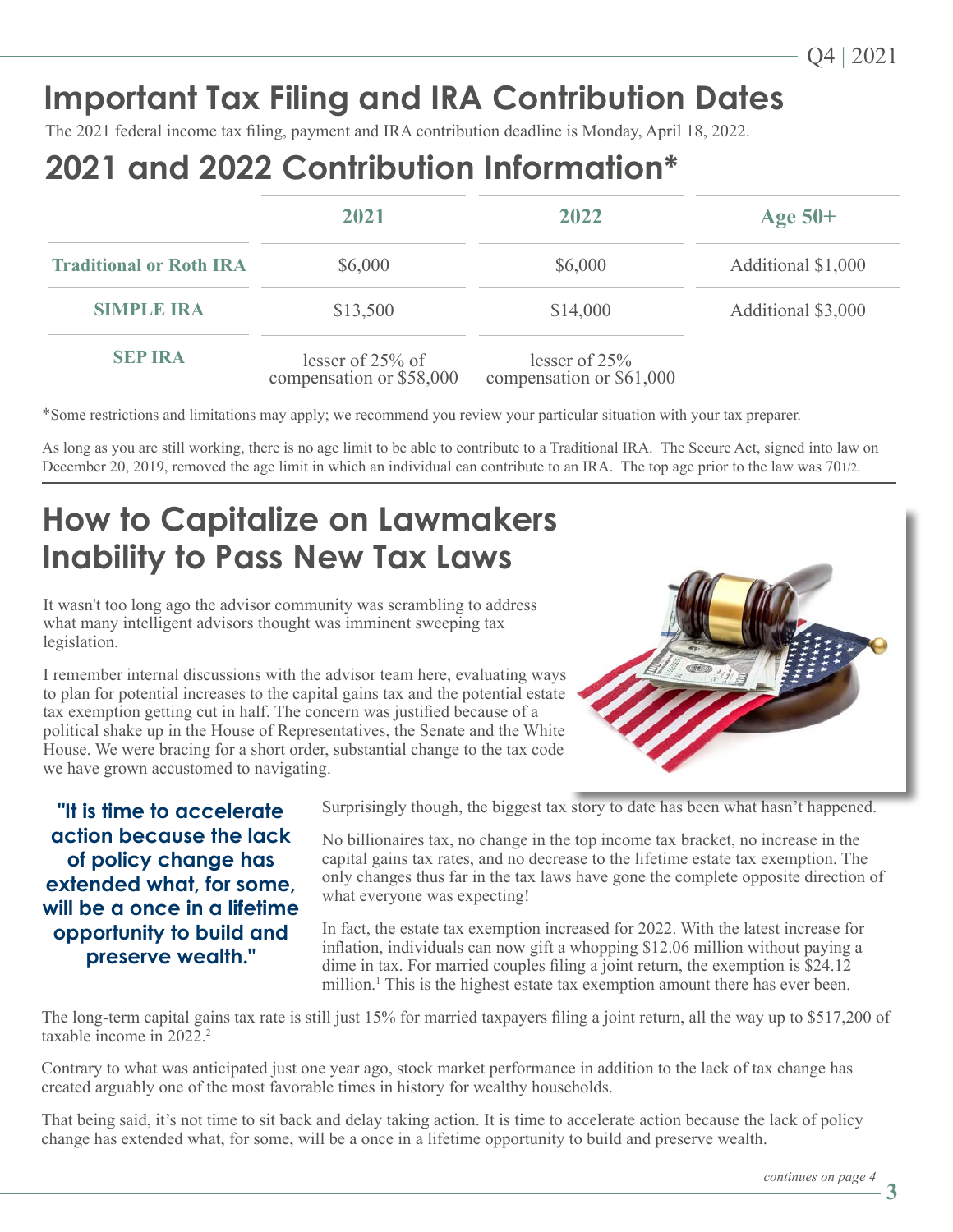# Important Tax Filing and IRA Contribution Dates

The 2021 federal income tax filing, payment and IRA contribution deadline is Monday, April 18, 2022.

# 2021 and 2022 Contribution Information*

| | 2021 | 2022 | Age 50+ |
|---|---|---|---|
| **Traditional or Roth IRA** | $6,000 | $6,000 | Additional $1,000 |
| **SIMPLE IRA** | $13,500 | $14,000 | Additional $3,000 |
| **SEP IRA** | lesser of 25% of compensation or $58,000 | lesser of 25% compensation or $61,000 | |

*Some restrictions and limitations may apply; we recommend you review your particular situation with your tax preparer.

As long as you are still working, there is no age limit to be able to contribute to a Traditional IRA. The Secure Act, signed into law on December 20, 2019, removed the age limit in which an individual can contribute to an IRA. The top age prior to the law was 70 1/2.

# How to Capitalize on Lawmakers Inability to Pass New Tax Laws

It wasn't too long ago the advisor community was scrambling to address what many intelligent advisors thought was imminent sweeping tax legislation.

I remember internal discussions with the advisor team here, evaluating ways to plan for potential increases to the capital gains tax and the potential estate tax exemption getting cut in half. The concern was justified because of a political shake up in the House of Representatives, the Senate and the White House. We were bracing for a short order, substantial change to the tax code we have grown accustomed to navigating.

**"It is time to accelerate action because the lack of policy change has extended what, for some, will be a once in a lifetime opportunity to build and preserve wealth."**

Surprisingly though, the biggest tax story to date has been what hasn't happened.

No billionaires tax, no change in the top income tax bracket, no increase in the capital gains tax rates, and no decrease to the lifetime estate tax exemption. The only changes thus far in the tax laws have gone the complete opposite direction of what everyone was expecting!

In fact, the estate tax exemption increased for 2022. With the latest increase for inflation, individuals can now gift a whopping $12.06 million without paying a dime in tax. For married couples filing a joint return, the exemption is $24.12 million.[1] This is the highest estate tax exemption amount there has ever been.

The long-term capital gains tax rate is still just 15% for married taxpayers filing a joint return, all the way up to $517,200 of taxable income in 2022.[2]

Contrary to what was anticipated just one year ago, stock market performance in addition to the lack of tax change has created arguably one of the most favorable times in history for wealthy households.

That being said, it's not time to sit back and delay taking action. It is time to accelerate action because the lack of policy change has extended what, for some, will be a once in a lifetime opportunity to build and preserve wealth.

*continues on page 4*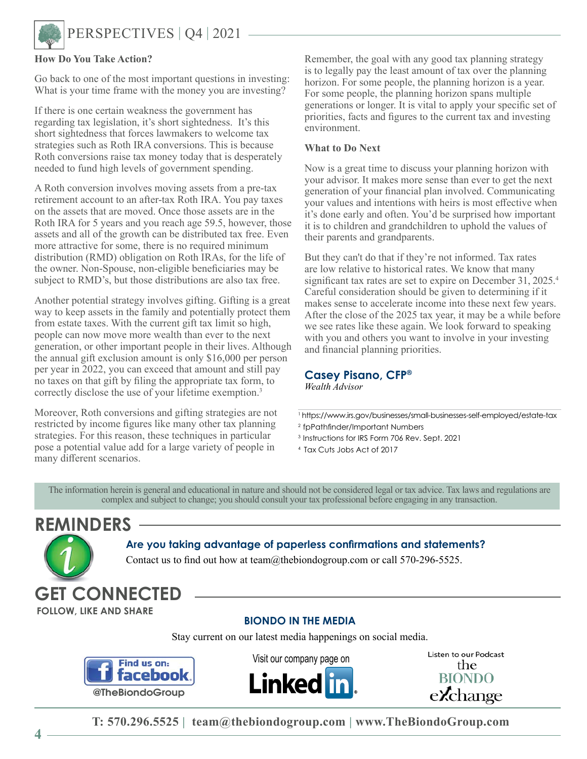### How Do You Take Action?

Go back to one of the most important questions in investing: What is your time frame with the money you are investing?

If there is one certain weakness the government has regarding tax legislation, it's short sightedness. It's this short sightedness that forces lawmakers to welcome tax strategies such as Roth IRA conversions. This is because Roth conversions raise tax money today that is desperately needed to fund high levels of government spending.

A Roth conversion involves moving assets from a pre-tax retirement account to an after-tax Roth IRA. You pay taxes on the assets that are moved. Once those assets are in the Roth IRA for 5 years and you reach age 59.5, however, those assets and all of the growth can be distributed tax free. Even more attractive for some, there is no required minimum distribution (RMD) obligation on Roth IRAs, for the life of the owner. Non-Spouse, non-eligible beneficiaries may be subject to RMD's, but those distributions are also tax free.

Another potential strategy involves gifting. Gifting is a great way to keep assets in the family and potentially protect them from estate taxes. With the current gift tax limit so high, people can now move more wealth than ever to the next generation, or other important people in their lives. Although the annual gift exclusion amount is only $16,000 per person per year in 2022, you can exceed that amount and still pay no taxes on that gift by filing the appropriate tax form, to correctly disclose the use of your lifetime exemption.[3]

Moreover, Roth conversions and gifting strategies are not restricted by income figures like many other tax planning strategies. For this reason, these techniques in particular pose a potential value add for a large variety of people in many different scenarios.

Remember, the goal with any good tax planning strategy is to legally pay the least amount of tax over the planning horizon. For some people, the planning horizon is a year. For some people, the planning horizon spans multiple generations or longer. It is vital to apply your specific set of priorities, facts and figures to the current tax and investing environment.

### What to Do Next

Now is a great time to discuss your planning horizon with your advisor. It makes more sense than ever to get the next generation of your financial plan involved. Communicating your values and intentions with heirs is most effective when it's done early and often. You'd be surprised how important it is to children and grandchildren to uphold the values of their parents and grandparents.

But they can't do that if they're not informed. Tax rates are low relative to historical rates. We know that many significant tax rates are set to expire on December 31, 2025.[4] Careful consideration should be given to determining if it makes sense to accelerate income into these next few years. After the close of the 2025 tax year, it may be a while before we see rates like these again. We look forward to speaking with you and others you want to involve in your investing and financial planning priorities.

**Casey Pisano, CFP®**
*Wealth Advisor*

[1] https://www.irs.gov/businesses/small-businesses-self-employed/estate-tax
[2] fpPathfinder/Important Numbers
[3] Instructions for IRS Form 706 Rev. Sept. 2021
[4] Tax Cuts Jobs Act of 2017

The information herein is general and educational in nature and should not be considered legal or tax advice. Tax laws and regulations are complex and subject to change; you should consult your tax professional before engaging in any transaction.

## REMINDERS

**Are you taking advantage of paperless confirmations and statements?**

Contact us to find out how at team@thebiondogroup.com or call 570-296-5525.

## GET CONNECTED

**FOLLOW, LIKE AND SHARE**

**BIONDO IN THE MEDIA**

Stay current on our latest media happenings on social media.

Find us on: facebook
@TheBiondoGroup

Visit our company page on LinkedIn

Listen to our Podcast
the BIONDO exchange

T: 570.296.5525 | team@thebiondogroup.com | www.TheBiondoGroup.com